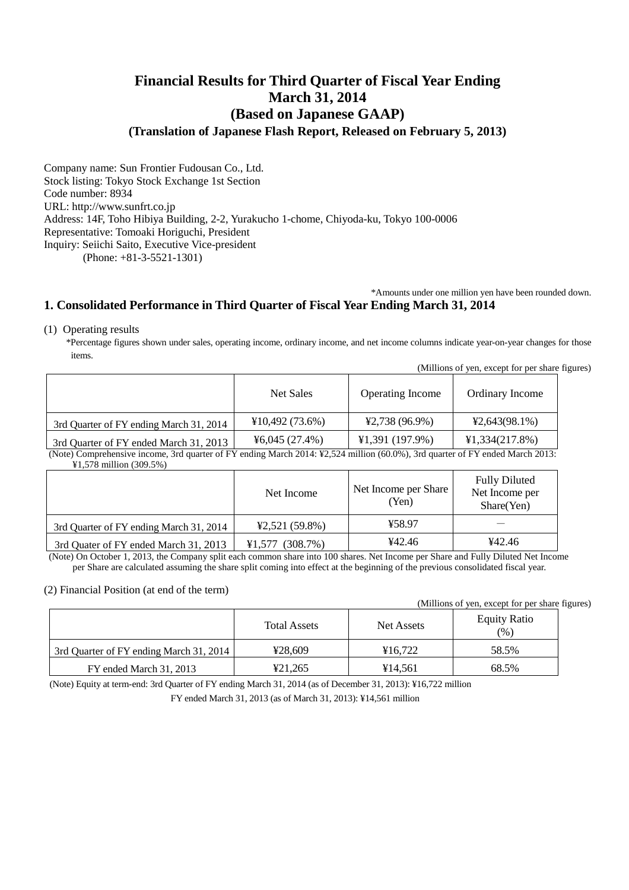# Financial Results for Third Quarter of Fiscal Year Ending March 31, 2014
# (Based on Japanese GAAP)
### (Translation of Japanese Flash Report, Released on February 5, 2013)

Company name: Sun Frontier Fudousan Co., Ltd.
Stock listing: Tokyo Stock Exchange 1st Section
Code number: 8934
URL: http://www.sunfrt.co.jp
Address: 14F, Toho Hibiya Building, 2-2, Yurakucho 1-chome, Chiyoda-ku, Tokyo 100-0006
Representative: Tomoaki Horiguchi, President
Inquiry: Seiichi Saito, Executive Vice-president
(Phone: +81-3-5521-1301)

*Amounts under one million yen have been rounded down.

## 1. Consolidated Performance in Third Quarter of Fiscal Year Ending March 31, 2014

(1) Operating results

*Percentage figures shown under sales, operating income, ordinary income, and net income columns indicate year-on-year changes for those items.

(Millions of yen, except for per share figures)

| | Net Sales | Operating Income | Ordinary Income |
|---|---|---|---|
| 3rd Quarter of FY ending March 31, 2014 | ¥10,492 (73.6%) | ¥2,738 (96.9%) | ¥2,643(98.1%) |
| 3rd Quarter of FY ended March 31, 2013 | ¥6,045 (27.4%) | ¥1,391 (197.9%) | ¥1,334(217.8%) |

(Note) Comprehensive income, 3rd quarter of FY ending March 2014: ¥2,524 million (60.0%), 3rd quarter of FY ended March 2013: ¥1,578 million (309.5%)

| | Net Income | Net Income per Share (Yen) | Fully Diluted Net Income per Share(Yen) |
|---|---|---|---|
| 3rd Quarter of FY ending March 31, 2014 | ¥2,521 (59.8%) | ¥58.97 | — |
| 3rd Quater of FY ended March 31, 2013 | ¥1,577 (308.7%) | ¥42.46 | ¥42.46 |

(Note) On October 1, 2013, the Company split each common share into 100 shares. Net Income per Share and Fully Diluted Net Income per Share are calculated assuming the share split coming into effect at the beginning of the previous consolidated fiscal year.

(2) Financial Position (at end of the term)

(Millions of yen, except for per share figures)

| | Total Assets | Net Assets | Equity Ratio (%) |
|---|---|---|---|
| 3rd Quarter of FY ending March 31, 2014 | ¥28,609 | ¥16,722 | 58.5% |
| FY ended March 31, 2013 | ¥21,265 | ¥14,561 | 68.5% |

(Note) Equity at term-end: 3rd Quarter of FY ending March 31, 2014 (as of December 31, 2013): ¥16,722 million

FY ended March 31, 2013 (as of March 31, 2013): ¥14,561 million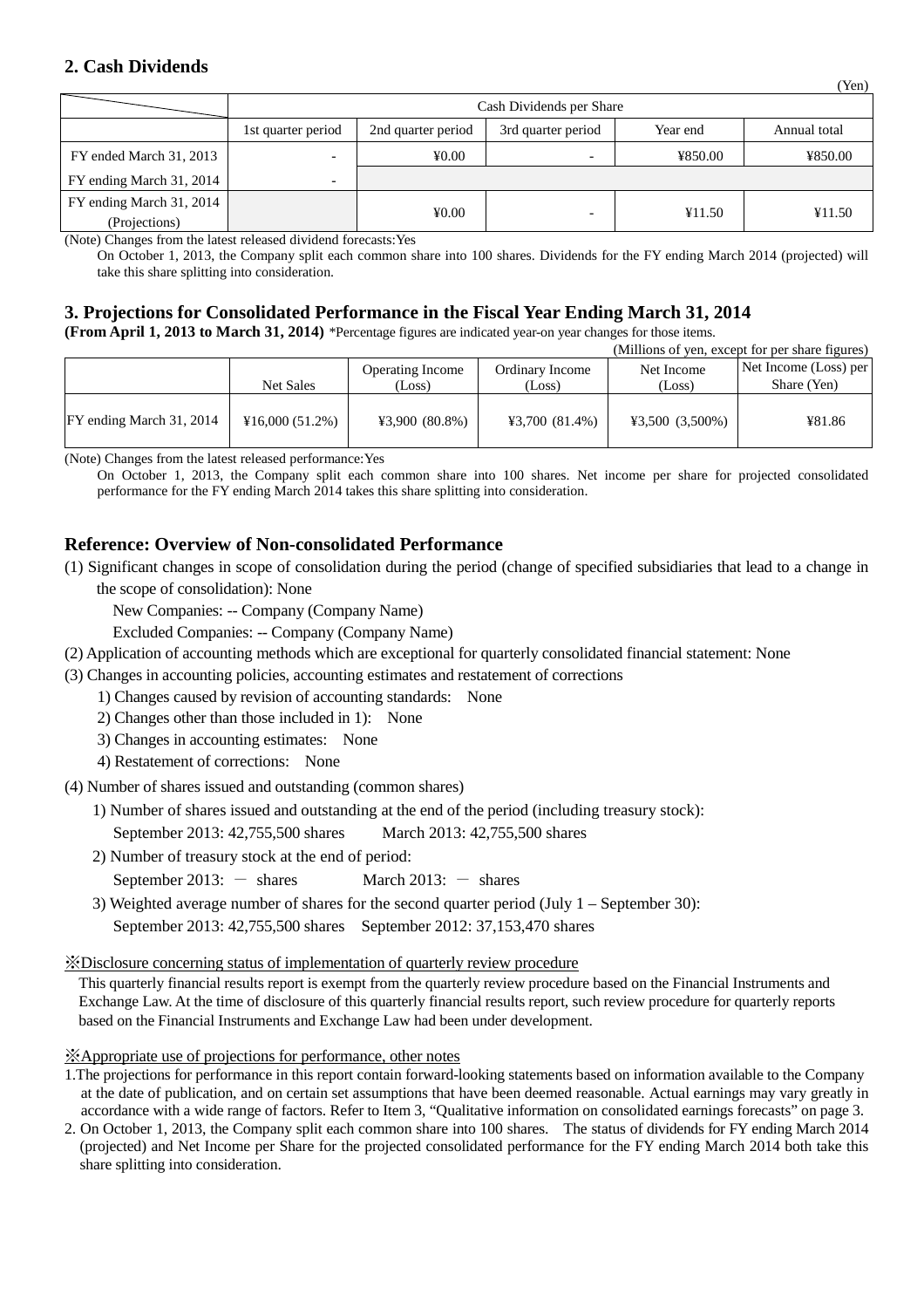## 2. Cash Dividends

(Yen)

| | Cash Dividends per Share | | | | |
|---|---|---|---|---|---|
| | 1st quarter period | 2nd quarter period | 3rd quarter period | Year end | Annual total |
| FY ended March 31, 2013 | - | ¥0.00 | - | ¥850.00 | ¥850.00 |
| FY ending March 31, 2014 | - | | | | |
| FY ending March 31, 2014 (Projections) | | ¥0.00 | - | ¥11.50 | ¥11.50 |

(Note) Changes from the latest released dividend forecasts:Yes

On October 1, 2013, the Company split each common share into 100 shares. Dividends for the FY ending March 2014 (projected) will take this share splitting into consideration.

## 3. Projections for Consolidated Performance in the Fiscal Year Ending March 31, 2014

**(From April 1, 2013 to March 31, 2014)** *Percentage figures are indicated year-on year changes for those items.

(Millions of yen, except for per share figures)

| | Net Sales | Operating Income (Loss) | Ordinary Income (Loss) | Net Income (Loss) | Net Income (Loss) per Share (Yen) |
|---|---|---|---|---|---|
| FY ending March 31, 2014 | ¥16,000 (51.2%) | ¥3,900 (80.8%) | ¥3,700 (81.4%) | ¥3,500 (3,500%) | ¥81.86 |

(Note) Changes from the latest released performance:Yes

On October 1, 2013, the Company split each common share into 100 shares. Net income per share for projected consolidated performance for the FY ending March 2014 takes this share splitting into consideration.

## Reference: Overview of Non-consolidated Performance

(1) Significant changes in scope of consolidation during the period (change of specified subsidiaries that lead to a change in the scope of consolidation): None

New Companies: -- Company (Company Name)

Excluded Companies: -- Company (Company Name)

(2) Application of accounting methods which are exceptional for quarterly consolidated financial statement: None

(3) Changes in accounting policies, accounting estimates and restatement of corrections

1) Changes caused by revision of accounting standards: None

2) Changes other than those included in 1): None

3) Changes in accounting estimates: None

4) Restatement of corrections: None

(4) Number of shares issued and outstanding (common shares)

1) Number of shares issued and outstanding at the end of the period (including treasury stock):

September 2013: 42,755,500 shares March 2013: 42,755,500 shares

2) Number of treasury stock at the end of period:

September 2013: － shares March 2013: － shares

3) Weighted average number of shares for the second quarter period (July 1 – September 30):

September 2013: 42,755,500 shares September 2012: 37,153,470 shares

※Disclosure concerning status of implementation of quarterly review procedure

This quarterly financial results report is exempt from the quarterly review procedure based on the Financial Instruments and Exchange Law. At the time of disclosure of this quarterly financial results report, such review procedure for quarterly reports based on the Financial Instruments and Exchange Law had been under development.

※Appropriate use of projections for performance, other notes

1.The projections for performance in this report contain forward-looking statements based on information available to the Company at the date of publication, and on certain set assumptions that have been deemed reasonable. Actual earnings may vary greatly in accordance with a wide range of factors. Refer to Item 3, "Qualitative information on consolidated earnings forecasts" on page 3.

2. On October 1, 2013, the Company split each common share into 100 shares. The status of dividends for FY ending March 2014 (projected) and Net Income per Share for the projected consolidated performance for the FY ending March 2014 both take this share splitting into consideration.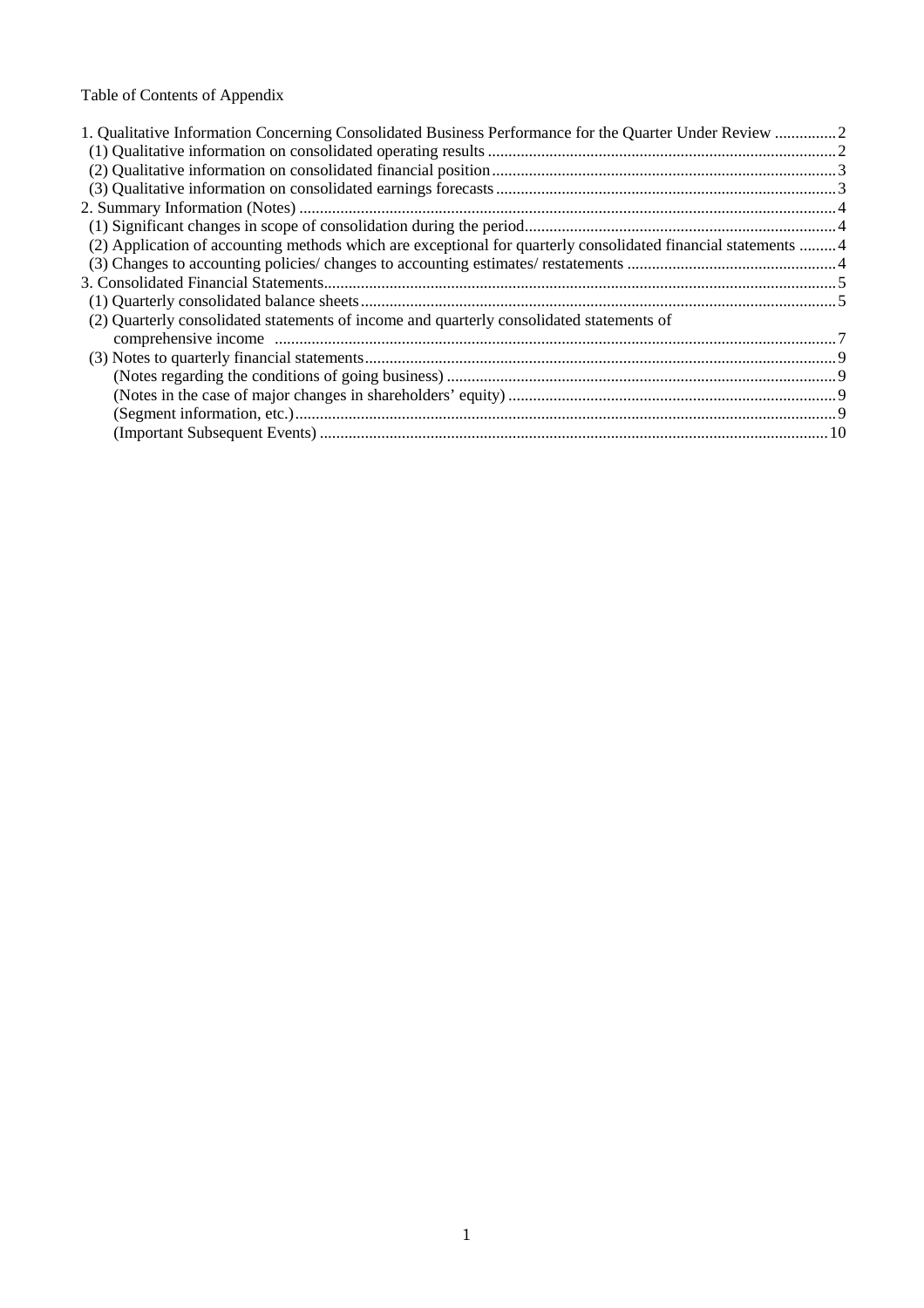Table of Contents of Appendix

1. Qualitative Information Concerning Consolidated Business Performance for the Quarter Under Review ............... 2
   - (1) Qualitative information on consolidated operating results ............... 2
   - (2) Qualitative information on consolidated financial position ............... 3
   - (3) Qualitative information on consolidated earnings forecasts ............... 3
2. Summary Information (Notes) ............... 4
   - (1) Significant changes in scope of consolidation during the period ............... 4
   - (2) Application of accounting methods which are exceptional for quarterly consolidated financial statements ............... 4
   - (3) Changes to accounting policies/ changes to accounting estimates/ restatements ............... 4
3. Consolidated Financial Statements ............... 5
   - (1) Quarterly consolidated balance sheets ............... 5
   - (2) Quarterly consolidated statements of income and quarterly consolidated statements of comprehensive income ............... 7
   - (3) Notes to quarterly financial statements ............... 9
     - (Notes regarding the conditions of going business) ............... 9
     - (Notes in the case of major changes in shareholders' equity) ............... 9
     - (Segment information, etc.) ............... 9
     - (Important Subsequent Events) ............... 10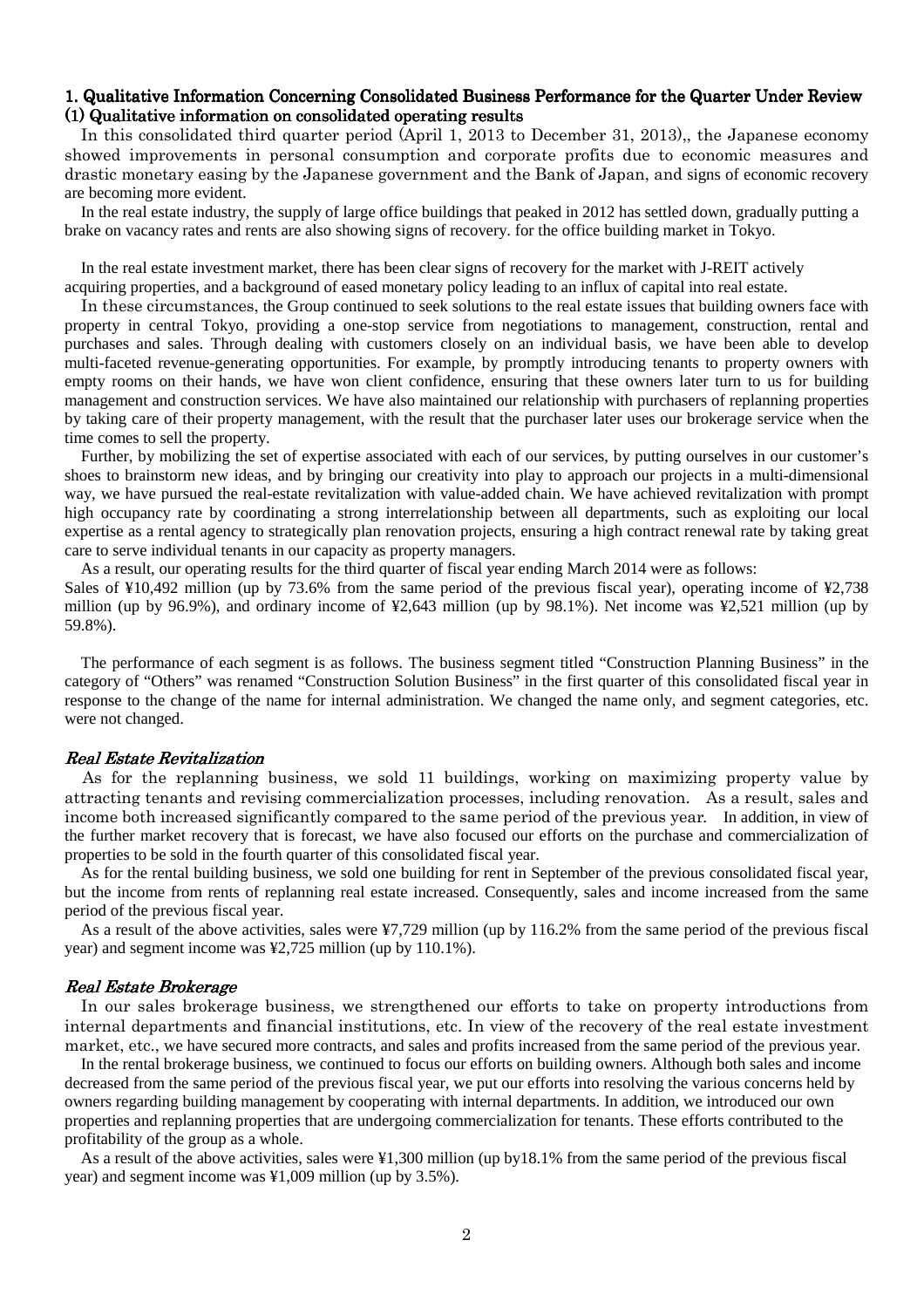## 1. Qualitative Information Concerning Consolidated Business Performance for the Quarter Under Review

### (1) Qualitative information on consolidated operating results

In this consolidated third quarter period (April 1, 2013 to December 31, 2013),, the Japanese economy showed improvements in personal consumption and corporate profits due to economic measures and drastic monetary easing by the Japanese government and the Bank of Japan, and signs of economic recovery are becoming more evident.

In the real estate industry, the supply of large office buildings that peaked in 2012 has settled down, gradually putting a brake on vacancy rates and rents are also showing signs of recovery. for the office building market in Tokyo.

In the real estate investment market, there has been clear signs of recovery for the market with J-REIT actively acquiring properties, and a background of eased monetary policy leading to an influx of capital into real estate.

In these circumstances, the Group continued to seek solutions to the real estate issues that building owners face with property in central Tokyo, providing a one-stop service from negotiations to management, construction, rental and purchases and sales. Through dealing with customers closely on an individual basis, we have been able to develop multi-faceted revenue-generating opportunities. For example, by promptly introducing tenants to property owners with empty rooms on their hands, we have won client confidence, ensuring that these owners later turn to us for building management and construction services. We have also maintained our relationship with purchasers of replanning properties by taking care of their property management, with the result that the purchaser later uses our brokerage service when the time comes to sell the property.

Further, by mobilizing the set of expertise associated with each of our services, by putting ourselves in our customer's shoes to brainstorm new ideas, and by bringing our creativity into play to approach our projects in a multi-dimensional way, we have pursued the real-estate revitalization with value-added chain. We have achieved revitalization with prompt high occupancy rate by coordinating a strong interrelationship between all departments, such as exploiting our local expertise as a rental agency to strategically plan renovation projects, ensuring a high contract renewal rate by taking great care to serve individual tenants in our capacity as property managers.

As a result, our operating results for the third quarter of fiscal year ending March 2014 were as follows:
Sales of ¥10,492 million (up by 73.6% from the same period of the previous fiscal year), operating income of ¥2,738 million (up by 96.9%), and ordinary income of ¥2,643 million (up by 98.1%). Net income was ¥2,521 million (up by 59.8%).

The performance of each segment is as follows. The business segment titled "Construction Planning Business" in the category of "Others" was renamed "Construction Solution Business" in the first quarter of this consolidated fiscal year in response to the change of the name for internal administration. We changed the name only, and segment categories, etc. were not changed.

#### *Real Estate Revitalization*

As for the replanning business, we sold 11 buildings, working on maximizing property value by attracting tenants and revising commercialization processes, including renovation. As a result, sales and income both increased significantly compared to the same period of the previous year. In addition, in view of the further market recovery that is forecast, we have also focused our efforts on the purchase and commercialization of properties to be sold in the fourth quarter of this consolidated fiscal year.

As for the rental building business, we sold one building for rent in September of the previous consolidated fiscal year, but the income from rents of replanning real estate increased. Consequently, sales and income increased from the same period of the previous fiscal year.

As a result of the above activities, sales were ¥7,729 million (up by 116.2% from the same period of the previous fiscal year) and segment income was ¥2,725 million (up by 110.1%).

#### *Real Estate Brokerage*

In our sales brokerage business, we strengthened our efforts to take on property introductions from internal departments and financial institutions, etc. In view of the recovery of the real estate investment market, etc., we have secured more contracts, and sales and profits increased from the same period of the previous year.

In the rental brokerage business, we continued to focus our efforts on building owners. Although both sales and income decreased from the same period of the previous fiscal year, we put our efforts into resolving the various concerns held by owners regarding building management by cooperating with internal departments. In addition, we introduced our own properties and replanning properties that are undergoing commercialization for tenants. These efforts contributed to the profitability of the group as a whole.

As a result of the above activities, sales were ¥1,300 million (up by18.1% from the same period of the previous fiscal year) and segment income was ¥1,009 million (up by 3.5%).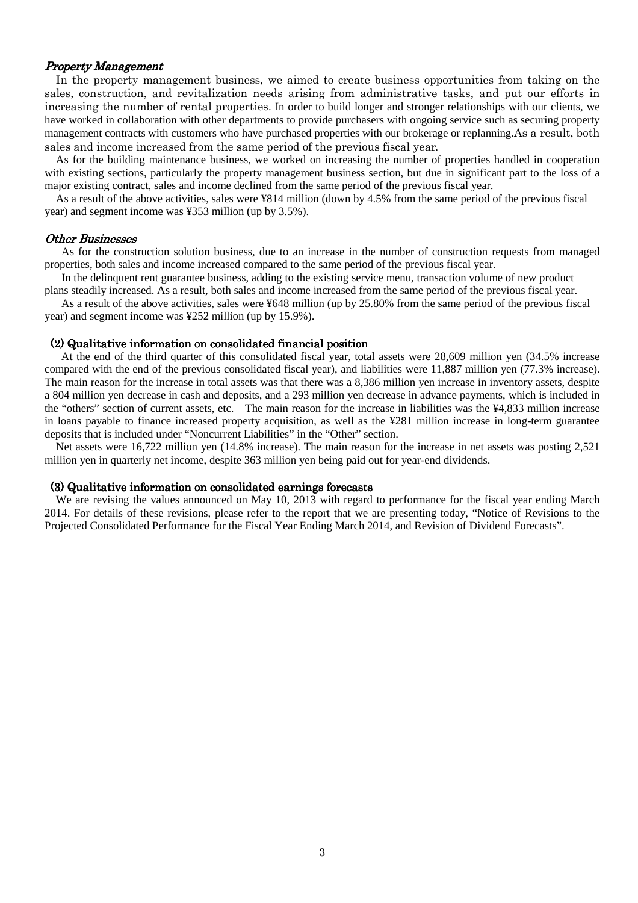*Property Management*

In the property management business, we aimed to create business opportunities from taking on the sales, construction, and revitalization needs arising from administrative tasks, and put our efforts in increasing the number of rental properties. In order to build longer and stronger relationships with our clients, we have worked in collaboration with other departments to provide purchasers with ongoing service such as securing property management contracts with customers who have purchased properties with our brokerage or replanning.As a result, both sales and income increased from the same period of the previous fiscal year.

As for the building maintenance business, we worked on increasing the number of properties handled in cooperation with existing sections, particularly the property management business section, but due in significant part to the loss of a major existing contract, sales and income declined from the same period of the previous fiscal year.

As a result of the above activities, sales were ¥814 million (down by 4.5% from the same period of the previous fiscal year) and segment income was ¥353 million (up by 3.5%).

*Other Businesses*

As for the construction solution business, due to an increase in the number of construction requests from managed properties, both sales and income increased compared to the same period of the previous fiscal year.

In the delinquent rent guarantee business, adding to the existing service menu, transaction volume of new product plans steadily increased. As a result, both sales and income increased from the same period of the previous fiscal year.

As a result of the above activities, sales were ¥648 million (up by 25.80% from the same period of the previous fiscal year) and segment income was ¥252 million (up by 15.9%).

### (2) Qualitative information on consolidated financial position

At the end of the third quarter of this consolidated fiscal year, total assets were 28,609 million yen (34.5% increase compared with the end of the previous consolidated fiscal year), and liabilities were 11,887 million yen (77.3% increase). The main reason for the increase in total assets was that there was a 8,386 million yen increase in inventory assets, despite a 804 million yen decrease in cash and deposits, and a 293 million yen decrease in advance payments, which is included in the "others" section of current assets, etc. The main reason for the increase in liabilities was the ¥4,833 million increase in loans payable to finance increased property acquisition, as well as the ¥281 million increase in long-term guarantee deposits that is included under "Noncurrent Liabilities" in the "Other" section.

Net assets were 16,722 million yen (14.8% increase). The main reason for the increase in net assets was posting 2,521 million yen in quarterly net income, despite 363 million yen being paid out for year-end dividends.

### (3) Qualitative information on consolidated earnings forecasts

We are revising the values announced on May 10, 2013 with regard to performance for the fiscal year ending March 2014. For details of these revisions, please refer to the report that we are presenting today, "Notice of Revisions to the Projected Consolidated Performance for the Fiscal Year Ending March 2014, and Revision of Dividend Forecasts".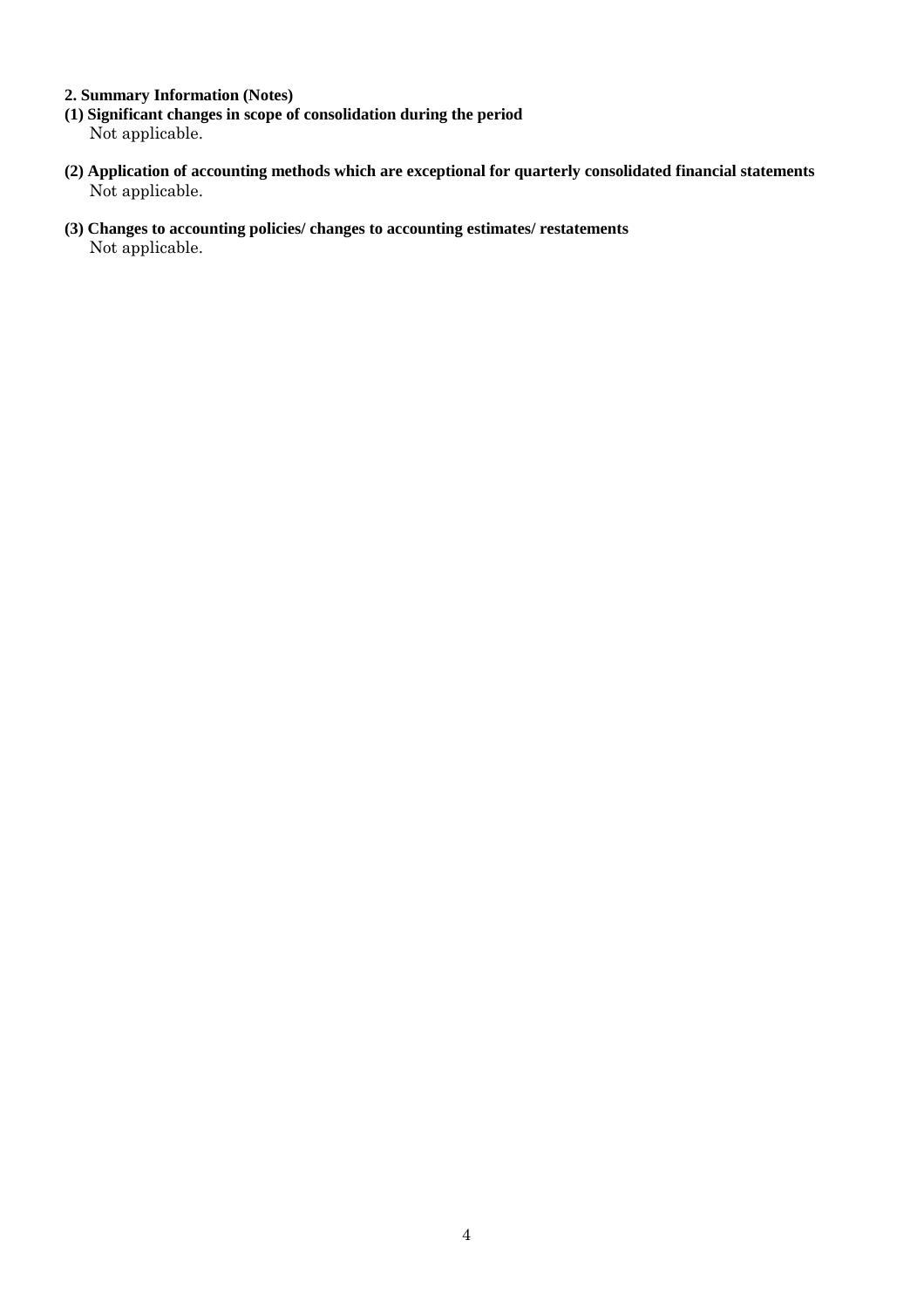## 2. Summary Information (Notes)

### (1) Significant changes in scope of consolidation during the period

Not applicable.

### (2) Application of accounting methods which are exceptional for quarterly consolidated financial statements

Not applicable.

### (3) Changes to accounting policies/ changes to accounting estimates/ restatements

Not applicable.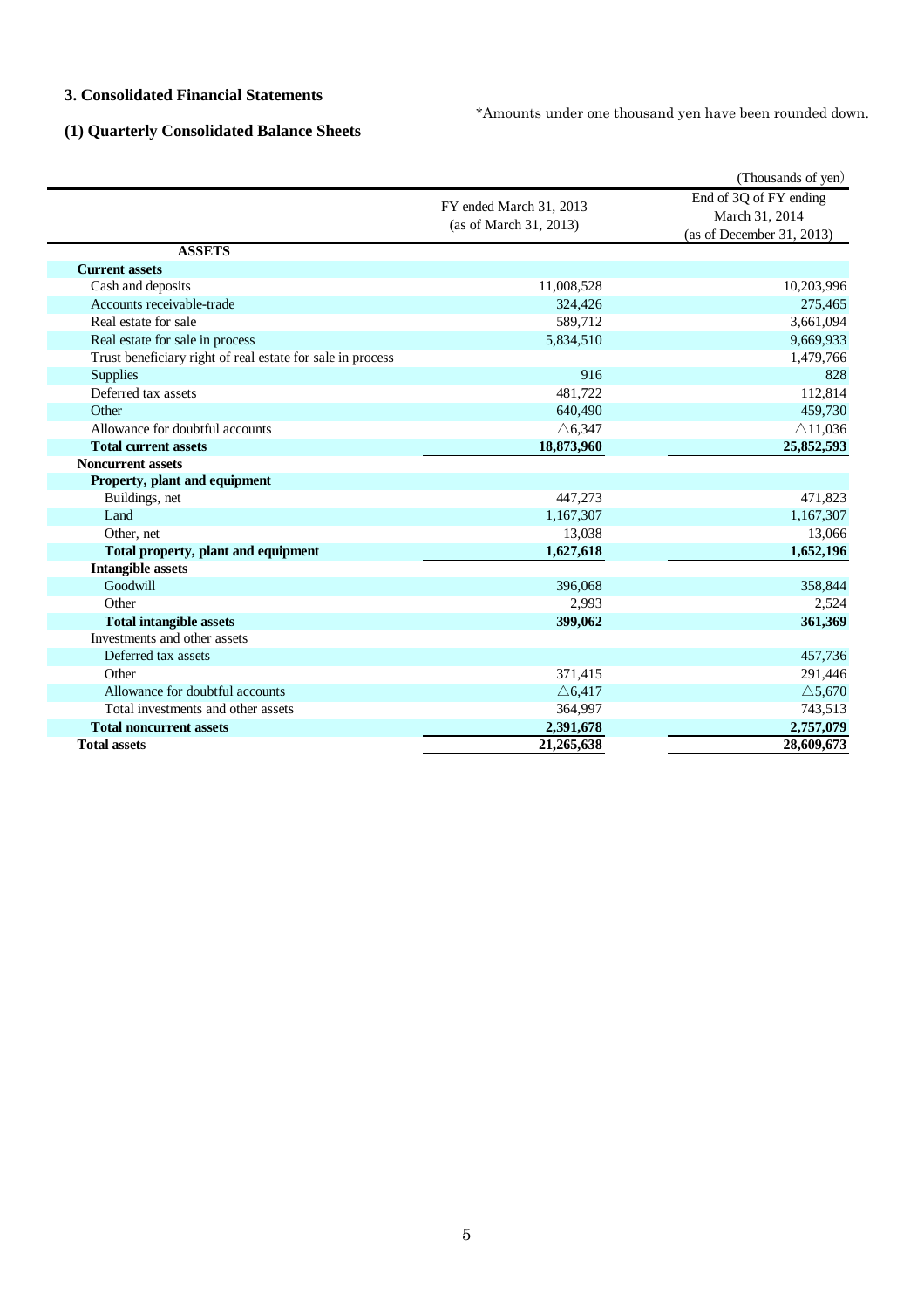## 3. Consolidated Financial Statements

*Amounts under one thousand yen have been rounded down.

### (1) Quarterly Consolidated Balance Sheets

(Thousands of yen)

| | FY ended March 31, 2013 (as of March 31, 2013) | End of 3Q of FY ending March 31, 2014 (as of December 31, 2013) |
|---|---|---|
| **ASSETS** | | |
| **Current assets** | | |
| Cash and deposits | 11,008,528 | 10,203,996 |
| Accounts receivable-trade | 324,426 | 275,465 |
| Real estate for sale | 589,712 | 3,661,094 |
| Real estate for sale in process | 5,834,510 | 9,669,933 |
| Trust beneficiary right of real estate for sale in process | | 1,479,766 |
| Supplies | 916 | 828 |
| Deferred tax assets | 481,722 | 112,814 |
| Other | 640,490 | 459,730 |
| Allowance for doubtful accounts | △6,347 | △11,036 |
| **Total current assets** | **18,873,960** | **25,852,593** |
| **Noncurrent assets** | | |
| **Property, plant and equipment** | | |
| Buildings, net | 447,273 | 471,823 |
| Land | 1,167,307 | 1,167,307 |
| Other, net | 13,038 | 13,066 |
| **Total property, plant and equipment** | **1,627,618** | **1,652,196** |
| **Intangible assets** | | |
| Goodwill | 396,068 | 358,844 |
| Other | 2,993 | 2,524 |
| **Total intangible assets** | **399,062** | **361,369** |
| Investments and other assets | | |
| Deferred tax assets | | 457,736 |
| Other | 371,415 | 291,446 |
| Allowance for doubtful accounts | △6,417 | △5,670 |
| Total investments and other assets | 364,997 | 743,513 |
| **Total noncurrent assets** | **2,391,678** | **2,757,079** |
| **Total assets** | **21,265,638** | **28,609,673** |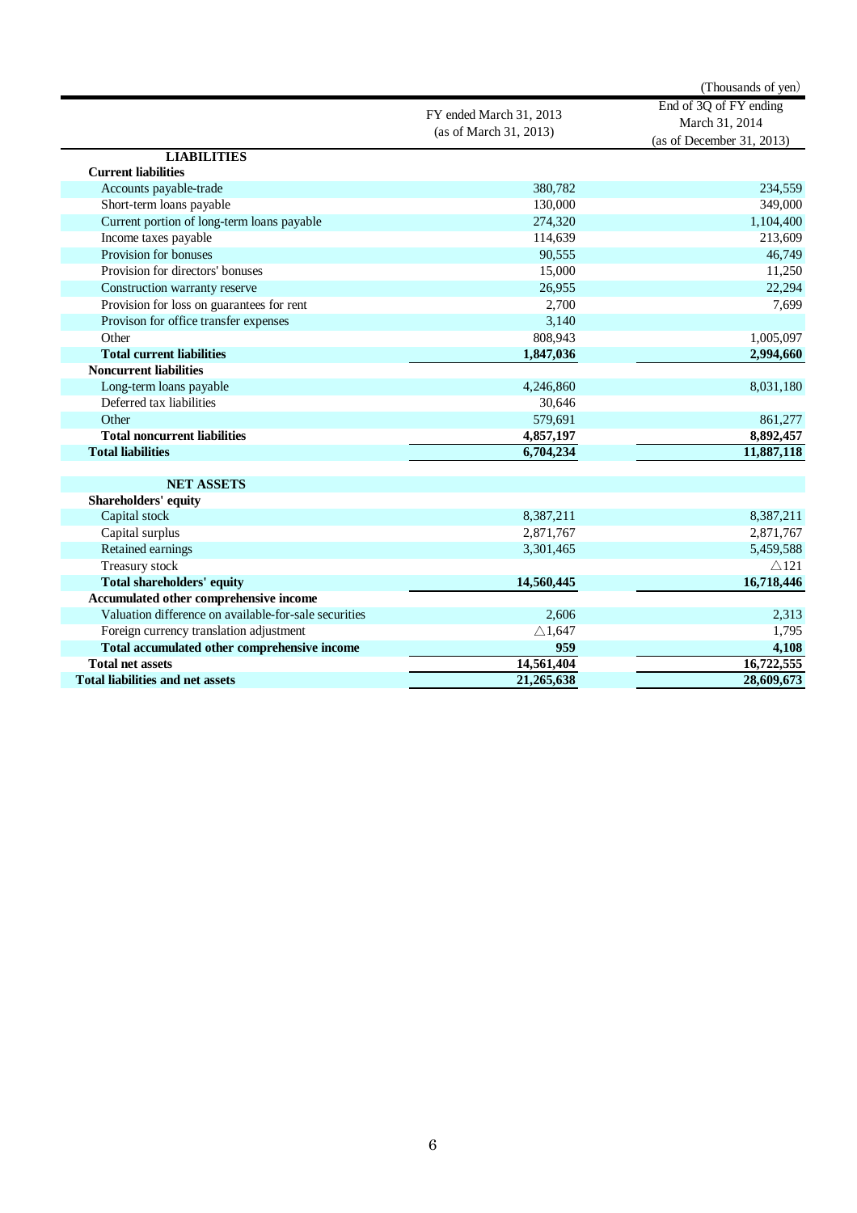(Thousands of yen)

| | FY ended March 31, 2013 (as of March 31, 2013) | End of 3Q of FY ending March 31, 2014 (as of December 31, 2013) |
|---|---|---|
| **LIABILITIES** | | |
| **Current liabilities** | | |
| Accounts payable-trade | 380,782 | 234,559 |
| Short-term loans payable | 130,000 | 349,000 |
| Current portion of long-term loans payable | 274,320 | 1,104,400 |
| Income taxes payable | 114,639 | 213,609 |
| Provision for bonuses | 90,555 | 46,749 |
| Provision for directors' bonuses | 15,000 | 11,250 |
| Construction warranty reserve | 26,955 | 22,294 |
| Provision for loss on guarantees for rent | 2,700 | 7,699 |
| Provison for office transfer expenses | 3,140 | |
| Other | 808,943 | 1,005,097 |
| **Total current liabilities** | **1,847,036** | **2,994,660** |
| **Noncurrent liabilities** | | |
| Long-term loans payable | 4,246,860 | 8,031,180 |
| Deferred tax liabilities | 30,646 | |
| Other | 579,691 | 861,277 |
| **Total noncurrent liabilities** | **4,857,197** | **8,892,457** |
| **Total liabilities** | **6,704,234** | **11,887,118** |
| **NET ASSETS** | | |
| **Shareholders' equity** | | |
| Capital stock | 8,387,211 | 8,387,211 |
| Capital surplus | 2,871,767 | 2,871,767 |
| Retained earnings | 3,301,465 | 5,459,588 |
| Treasury stock | | △121 |
| **Total shareholders' equity** | **14,560,445** | **16,718,446** |
| **Accumulated other comprehensive income** | | |
| Valuation difference on available-for-sale securities | 2,606 | 2,313 |
| Foreign currency translation adjustment | △1,647 | 1,795 |
| **Total accumulated other comprehensive income** | **959** | **4,108** |
| **Total net assets** | **14,561,404** | **16,722,555** |
| **Total liabilities and net assets** | **21,265,638** | **28,609,673** |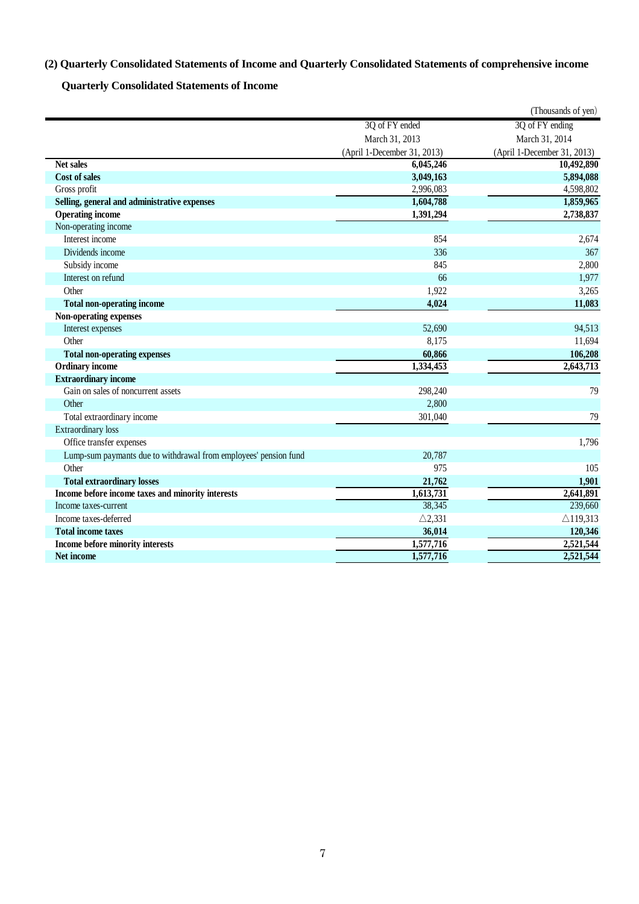## (2) Quarterly Consolidated Statements of Income and Quarterly Consolidated Statements of comprehensive income

### Quarterly Consolidated Statements of Income

(Thousands of yen)

| | 3Q of FY ended March 31, 2013 (April 1-December 31, 2013) | 3Q of FY ending March 31, 2014 (April 1-December 31, 2013) |
|---|---|---|
| **Net sales** | **6,045,246** | **10,492,890** |
| **Cost of sales** | **3,049,163** | **5,894,088** |
| Gross profit | 2,996,083 | 4,598,802 |
| **Selling, general and administrative expenses** | **1,604,788** | **1,859,965** |
| **Operating income** | **1,391,294** | **2,738,837** |
| Non-operating income | | |
| Interest income | 854 | 2,674 |
| Dividends income | 336 | 367 |
| Subsidy income | 845 | 2,800 |
| Interest on refund | 66 | 1,977 |
| Other | 1,922 | 3,265 |
| **Total non-operating income** | **4,024** | **11,083** |
| **Non-operating expenses** | | |
| Interest expenses | 52,690 | 94,513 |
| Other | 8,175 | 11,694 |
| **Total non-operating expenses** | **60,866** | **106,208** |
| **Ordinary income** | **1,334,453** | **2,643,713** |
| **Extraordinary income** | | |
| Gain on sales of noncurrent assets | 298,240 | 79 |
| Other | 2,800 | |
| Total extraordinary income | 301,040 | 79 |
| Extraordinary loss | | |
| Office transfer expenses | | 1,796 |
| Lump-sum paymants due to withdrawal from employees' pension fund | 20,787 | |
| Other | 975 | 105 |
| **Total extraordinary losses** | **21,762** | **1,901** |
| **Income before income taxes and minority interests** | **1,613,731** | **2,641,891** |
| Income taxes-current | 38,345 | 239,660 |
| Income taxes-deferred | △2,331 | △119,313 |
| **Total income taxes** | **36,014** | **120,346** |
| **Income before minority interests** | **1,577,716** | **2,521,544** |
| **Net income** | **1,577,716** | **2,521,544** |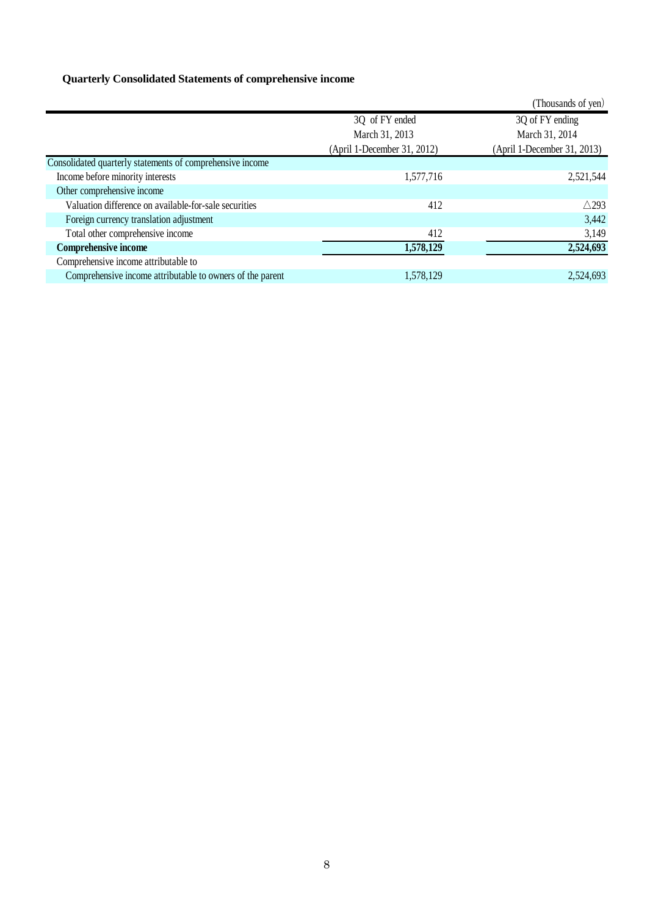### Quarterly Consolidated Statements of comprehensive income

(Thousands of yen)

| | 3Q of FY ended March 31, 2013 (April 1-December 31, 2012) | 3Q of FY ending March 31, 2014 (April 1-December 31, 2013) |
|---|---|---|
| Consolidated quarterly statements of comprehensive income | | |
| Income before minority interests | 1,577,716 | 2,521,544 |
| Other comprehensive income | | |
| Valuation difference on available-for-sale securities | 412 | △293 |
| Foreign currency translation adjustment | | 3,442 |
| Total other comprehensive income | 412 | 3,149 |
| **Comprehensive income** | **1,578,129** | **2,524,693** |
| Comprehensive income attributable to | | |
| Comprehensive income attributable to owners of the parent | 1,578,129 | 2,524,693 |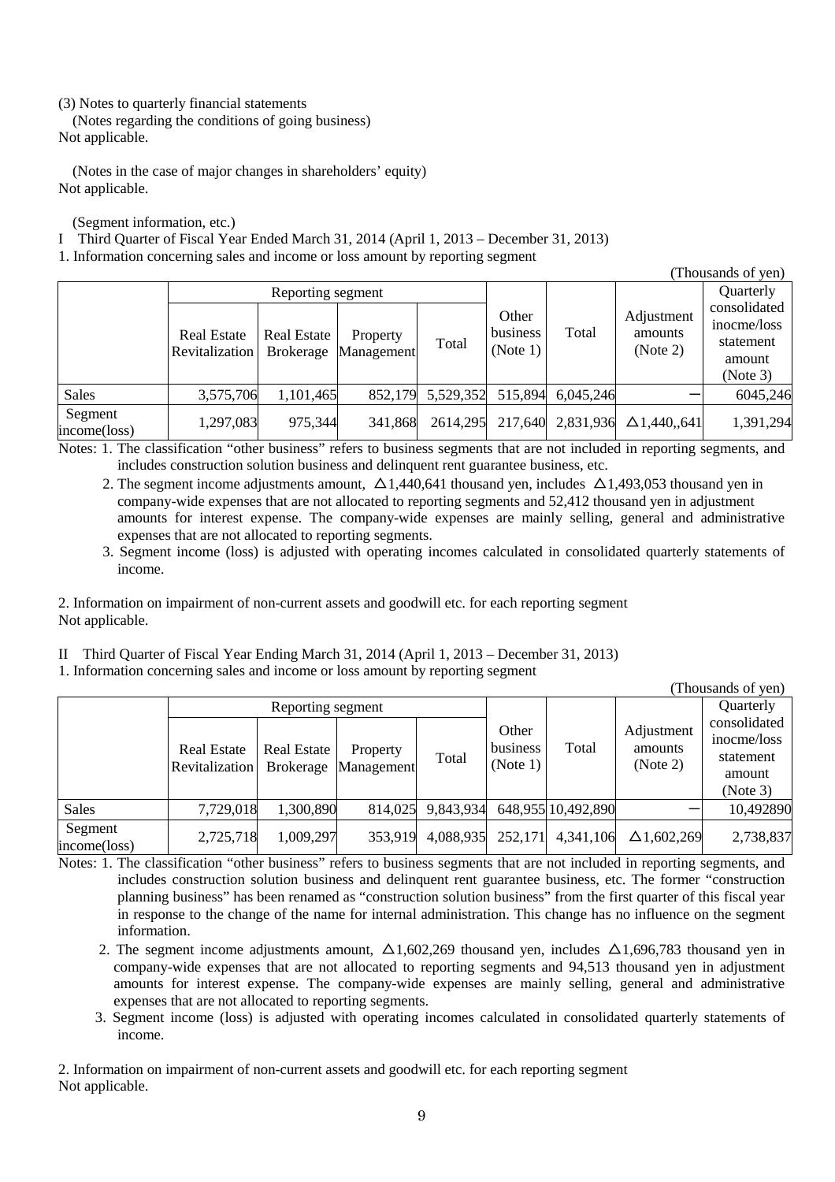(3) Notes to quarterly financial statements

(Notes regarding the conditions of going business)

Not applicable.

(Notes in the case of major changes in shareholders' equity)

Not applicable.

(Segment information, etc.)

I Third Quarter of Fiscal Year Ended March 31, 2014 (April 1, 2013 – December 31, 2013)

1. Information concerning sales and income or loss amount by reporting segment

(Thousands of yen)

| | Reporting segment | | | | Other business (Note 1) | Total | Adjustment amounts (Note 2) | Quarterly consolidated inocme/loss statement amount (Note 3) |
|---|---|---|---|---|---|---|---|---|
| | Real Estate Revitalization | Real Estate Brokerage | Property Management | Total | | | | |
| Sales | 3,575,706 | 1,101,465 | 852,179 | 5,529,352 | 515,894 | 6,045,246 | ― | 6045,246 |
| Segment income(loss) | 1,297,083 | 975,344 | 341,868 | 2614,295 | 217,640 | 2,831,936 | △1,440,,641 | 1,391,294 |

Notes: 1. The classification "other business" refers to business segments that are not included in reporting segments, and includes construction solution business and delinquent rent guarantee business, etc.

2. The segment income adjustments amount, △1,440,641 thousand yen, includes △1,493,053 thousand yen in company-wide expenses that are not allocated to reporting segments and 52,412 thousand yen in adjustment amounts for interest expense. The company-wide expenses are mainly selling, general and administrative expenses that are not allocated to reporting segments.

3. Segment income (loss) is adjusted with operating incomes calculated in consolidated quarterly statements of income.

2. Information on impairment of non-current assets and goodwill etc. for each reporting segment

Not applicable.

II Third Quarter of Fiscal Year Ending March 31, 2014 (April 1, 2013 – December 31, 2013)

1. Information concerning sales and income or loss amount by reporting segment

(Thousands of yen)

| | Reporting segment | | | | Other business (Note 1) | Total | Adjustment amounts (Note 2) | Quarterly consolidated inocme/loss statement amount (Note 3) |
|---|---|---|---|---|---|---|---|---|
| | Real Estate Revitalization | Real Estate Brokerage | Property Management | Total | | | | |
| Sales | 7,729,018 | 1,300,890 | 814,025 | 9,843,934 | 648,955 | 10,492,890 | ― | 10,492890 |
| Segment income(loss) | 2,725,718 | 1,009,297 | 353,919 | 4,088,935 | 252,171 | 4,341,106 | △1,602,269 | 2,738,837 |

Notes: 1. The classification "other business" refers to business segments that are not included in reporting segments, and includes construction solution business and delinquent rent guarantee business, etc. The former "construction planning business" has been renamed as "construction solution business" from the first quarter of this fiscal year in response to the change of the name for internal administration. This change has no influence on the segment information.

2. The segment income adjustments amount, △1,602,269 thousand yen, includes △1,696,783 thousand yen in company-wide expenses that are not allocated to reporting segments and 94,513 thousand yen in adjustment amounts for interest expense. The company-wide expenses are mainly selling, general and administrative expenses that are not allocated to reporting segments.

3. Segment income (loss) is adjusted with operating incomes calculated in consolidated quarterly statements of income.

2. Information on impairment of non-current assets and goodwill etc. for each reporting segment

Not applicable.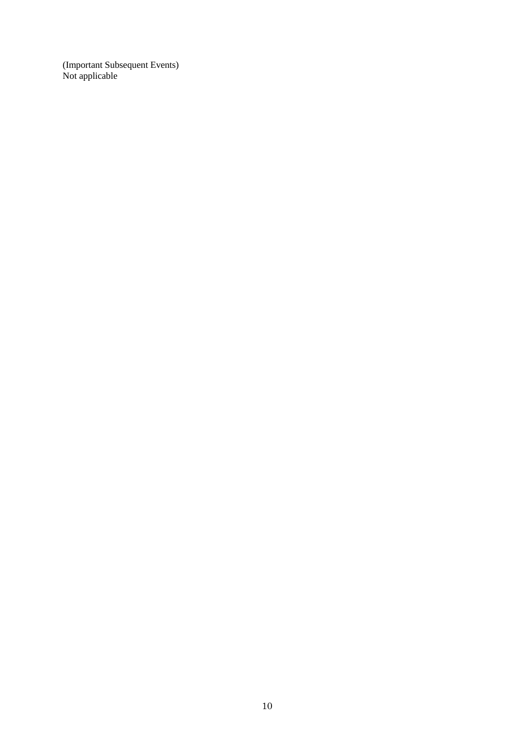(Important Subsequent Events)
Not applicable